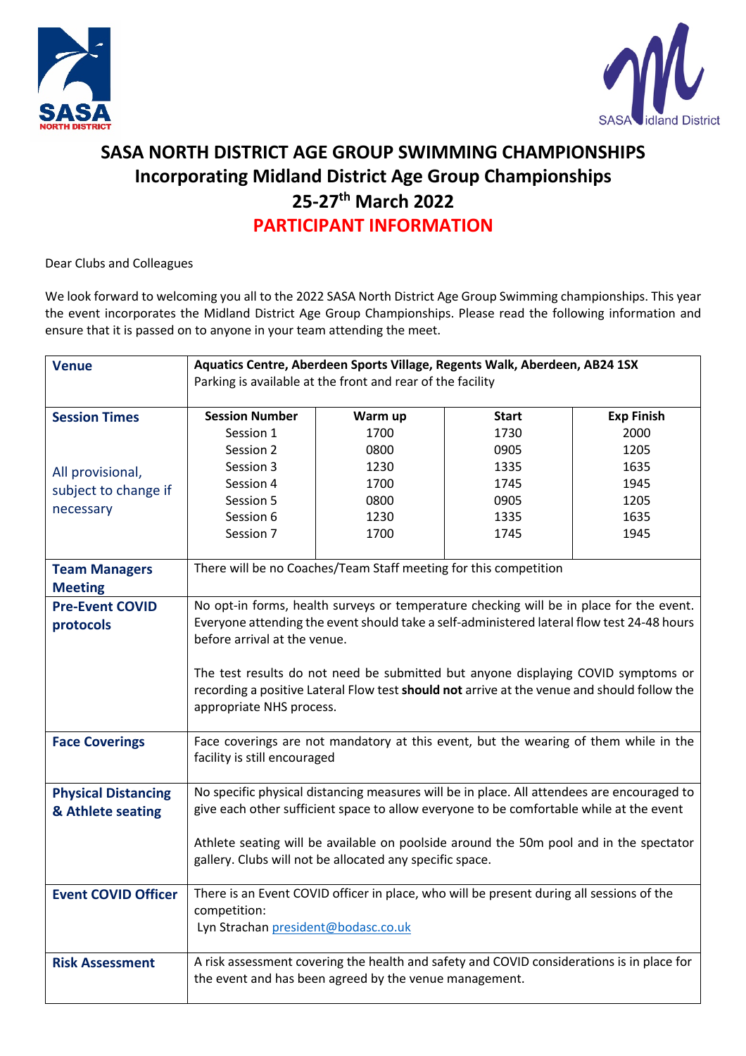# SASA NORTH DISTRICT AGE GROUP SWIMMING CHAMPIONSHIPS
## Incorporating Midland District Age Group Championships
## 25-27th March 2022
## PARTICIPANT INFORMATION

Dear Clubs and Colleagues

We look forward to welcoming you all to the 2022 SASA North District Age Group Swimming championships. This year the event incorporates the Midland District Age Group Championships. Please read the following information and ensure that it is passed on to anyone in your team attending the meet.

| | | | | |
|---|---|---|---|---|
| **Venue** | **Aquatics Centre, Aberdeen Sports Village, Regents Walk, Aberdeen, AB24 1SX**<br>Parking is available at the front and rear of the facility | | | |
| **Session Times**<br><br>All provisional, subject to change if necessary | **Session Number** | **Warm up** | **Start** | **Exp Finish** |
| | Session 1 | 1700 | 1730 | 2000 |
| | Session 2 | 0800 | 0905 | 1205 |
| | Session 3 | 1230 | 1335 | 1635 |
| | Session 4 | 1700 | 1745 | 1945 |
| | Session 5 | 0800 | 0905 | 1205 |
| | Session 6 | 1230 | 1335 | 1635 |
| | Session 7 | 1700 | 1745 | 1945 |
| **Team Managers Meeting** | There will be no Coaches/Team Staff meeting for this competition | | | |
| **Pre-Event COVID protocols** | No opt-in forms, health surveys or temperature checking will be in place for the event. Everyone attending the event should take a self-administered lateral flow test 24-48 hours before arrival at the venue.<br><br>The test results do not need be submitted but anyone displaying COVID symptoms or recording a positive Lateral Flow test **should not** arrive at the venue and should follow the appropriate NHS process. | | | |
| **Face Coverings** | Face coverings are not mandatory at this event, but the wearing of them while in the facility is still encouraged | | | |
| **Physical Distancing & Athlete seating** | No specific physical distancing measures will be in place. All attendees are encouraged to give each other sufficient space to allow everyone to be comfortable while at the event<br><br>Athlete seating will be available on poolside around the 50m pool and in the spectator gallery. Clubs will not be allocated any specific space. | | | |
| **Event COVID Officer** | There is an Event COVID officer in place, who will be present during all sessions of the competition:<br>Lyn Strachan president@bodasc.co.uk | | | |
| **Risk Assessment** | A risk assessment covering the health and safety and COVID considerations is in place for the event and has been agreed by the venue management. | | | |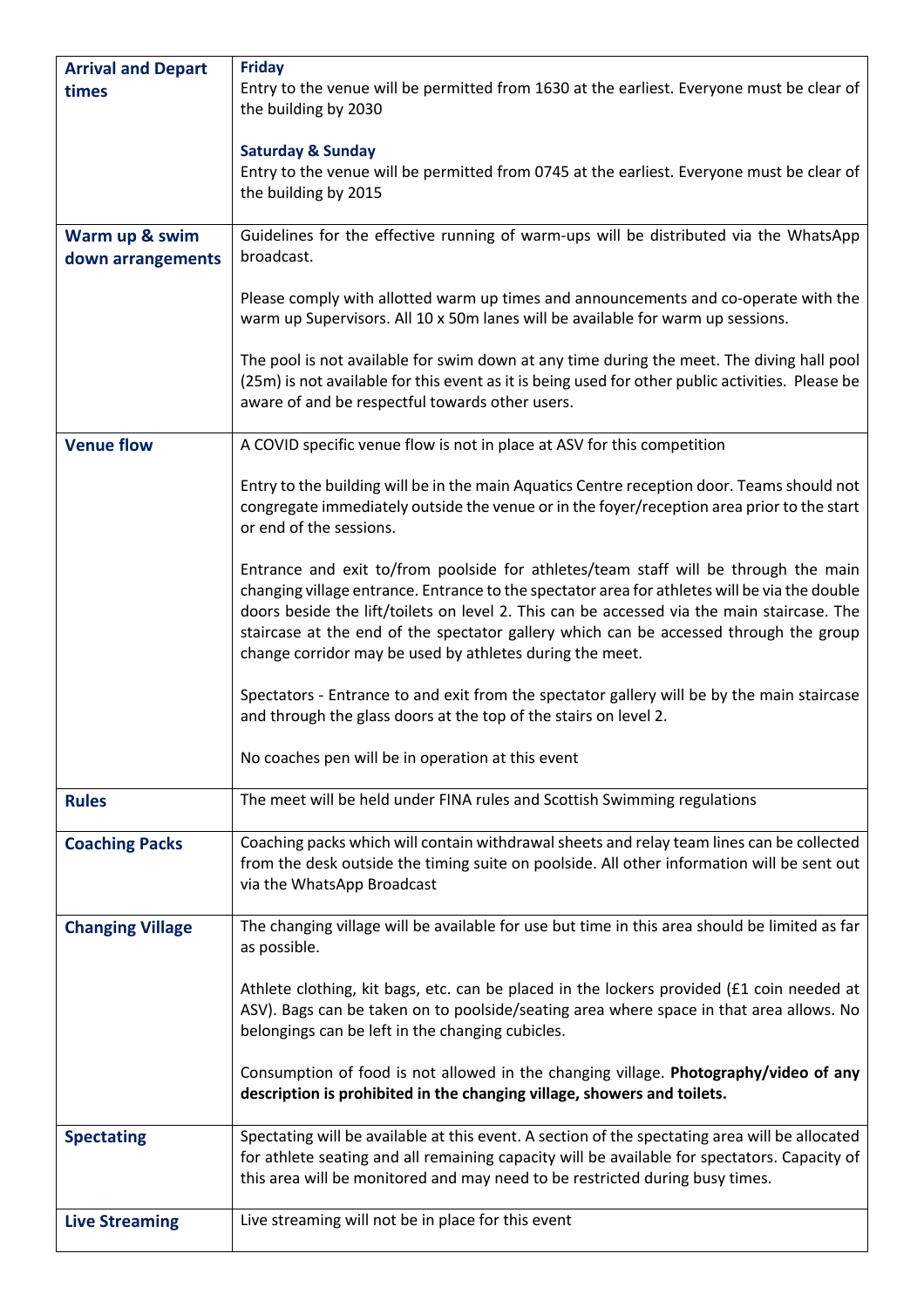| | |
|---|---|
| **Arrival and Depart times** | **Friday**<br>Entry to the venue will be permitted from 1630 at the earliest. Everyone must be clear of the building by 2030<br><br>**Saturday & Sunday**<br>Entry to the venue will be permitted from 0745 at the earliest. Everyone must be clear of the building by 2015 |
| **Warm up & swim down arrangements** | Guidelines for the effective running of warm-ups will be distributed via the WhatsApp broadcast.<br><br>Please comply with allotted warm up times and announcements and co-operate with the warm up Supervisors. All 10 x 50m lanes will be available for warm up sessions.<br><br>The pool is not available for swim down at any time during the meet. The diving hall pool (25m) is not available for this event as it is being used for other public activities. Please be aware of and be respectful towards other users. |
| **Venue flow** | A COVID specific venue flow is not in place at ASV for this competition<br><br>Entry to the building will be in the main Aquatics Centre reception door. Teams should not congregate immediately outside the venue or in the foyer/reception area prior to the start or end of the sessions.<br><br>Entrance and exit to/from poolside for athletes/team staff will be through the main changing village entrance. Entrance to the spectator area for athletes will be via the double doors beside the lift/toilets on level 2. This can be accessed via the main staircase. The staircase at the end of the spectator gallery which can be accessed through the group change corridor may be used by athletes during the meet.<br><br>Spectators - Entrance to and exit from the spectator gallery will be by the main staircase and through the glass doors at the top of the stairs on level 2.<br><br>No coaches pen will be in operation at this event |
| **Rules** | The meet will be held under FINA rules and Scottish Swimming regulations |
| **Coaching Packs** | Coaching packs which will contain withdrawal sheets and relay team lines can be collected from the desk outside the timing suite on poolside. All other information will be sent out via the WhatsApp Broadcast |
| **Changing Village** | The changing village will be available for use but time in this area should be limited as far as possible.<br><br>Athlete clothing, kit bags, etc. can be placed in the lockers provided (£1 coin needed at ASV). Bags can be taken on to poolside/seating area where space in that area allows. No belongings can be left in the changing cubicles.<br><br>Consumption of food is not allowed in the changing village. **Photography/video of any description is prohibited in the changing village, showers and toilets.** |
| **Spectating** | Spectating will be available at this event. A section of the spectating area will be allocated for athlete seating and all remaining capacity will be available for spectators. Capacity of this area will be monitored and may need to be restricted during busy times. |
| **Live Streaming** | Live streaming will not be in place for this event |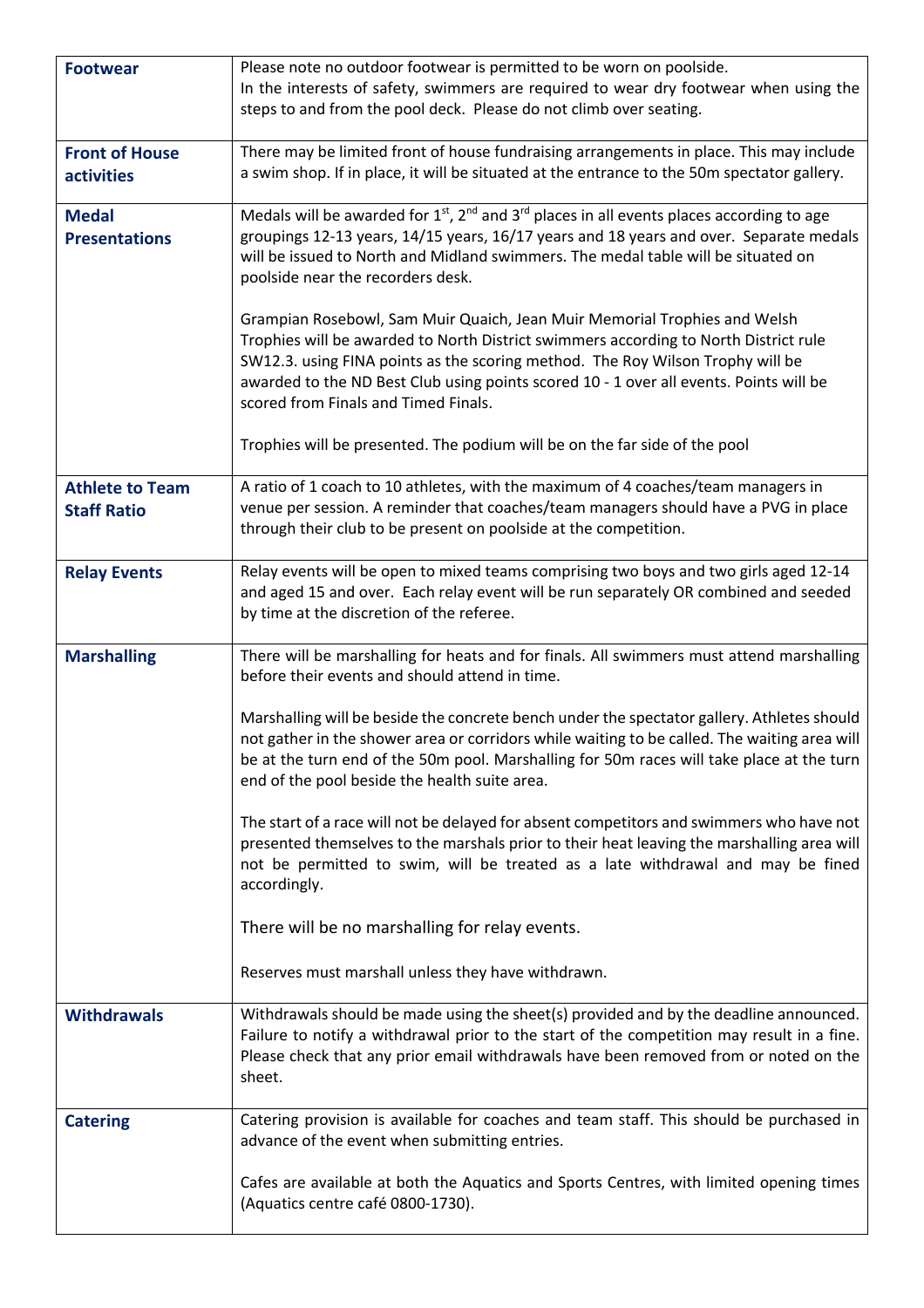| | |
|---|---|
| **Footwear** | Please note no outdoor footwear is permitted to be worn on poolside.<br>In the interests of safety, swimmers are required to wear dry footwear when using the steps to and from the pool deck. Please do not climb over seating. |
| **Front of House activities** | There may be limited front of house fundraising arrangements in place. This may include a swim shop. If in place, it will be situated at the entrance to the 50m spectator gallery. |
| **Medal Presentations** | Medals will be awarded for 1st, 2nd and 3rd places in all events places according to age groupings 12-13 years, 14/15 years, 16/17 years and 18 years and over. Separate medals will be issued to North and Midland swimmers. The medal table will be situated on poolside near the recorders desk.<br><br>Grampian Rosebowl, Sam Muir Quaich, Jean Muir Memorial Trophies and Welsh Trophies will be awarded to North District swimmers according to North District rule SW12.3. using FINA points as the scoring method. The Roy Wilson Trophy will be awarded to the ND Best Club using points scored 10 - 1 over all events. Points will be scored from Finals and Timed Finals.<br><br>Trophies will be presented. The podium will be on the far side of the pool |
| **Athlete to Team Staff Ratio** | A ratio of 1 coach to 10 athletes, with the maximum of 4 coaches/team managers in venue per session. A reminder that coaches/team managers should have a PVG in place through their club to be present on poolside at the competition. |
| **Relay Events** | Relay events will be open to mixed teams comprising two boys and two girls aged 12-14 and aged 15 and over. Each relay event will be run separately OR combined and seeded by time at the discretion of the referee. |
| **Marshalling** | There will be marshalling for heats and for finals. All swimmers must attend marshalling before their events and should attend in time.<br><br>Marshalling will be beside the concrete bench under the spectator gallery. Athletes should not gather in the shower area or corridors while waiting to be called. The waiting area will be at the turn end of the 50m pool. Marshalling for 50m races will take place at the turn end of the pool beside the health suite area.<br><br>The start of a race will not be delayed for absent competitors and swimmers who have not presented themselves to the marshals prior to their heat leaving the marshalling area will not be permitted to swim, will be treated as a late withdrawal and may be fined accordingly.<br><br>There will be no marshalling for relay events.<br><br>Reserves must marshall unless they have withdrawn. |
| **Withdrawals** | Withdrawals should be made using the sheet(s) provided and by the deadline announced. Failure to notify a withdrawal prior to the start of the competition may result in a fine. Please check that any prior email withdrawals have been removed from or noted on the sheet. |
| **Catering** | Catering provision is available for coaches and team staff. This should be purchased in advance of the event when submitting entries.<br><br>Cafes are available at both the Aquatics and Sports Centres, with limited opening times (Aquatics centre café 0800-1730). |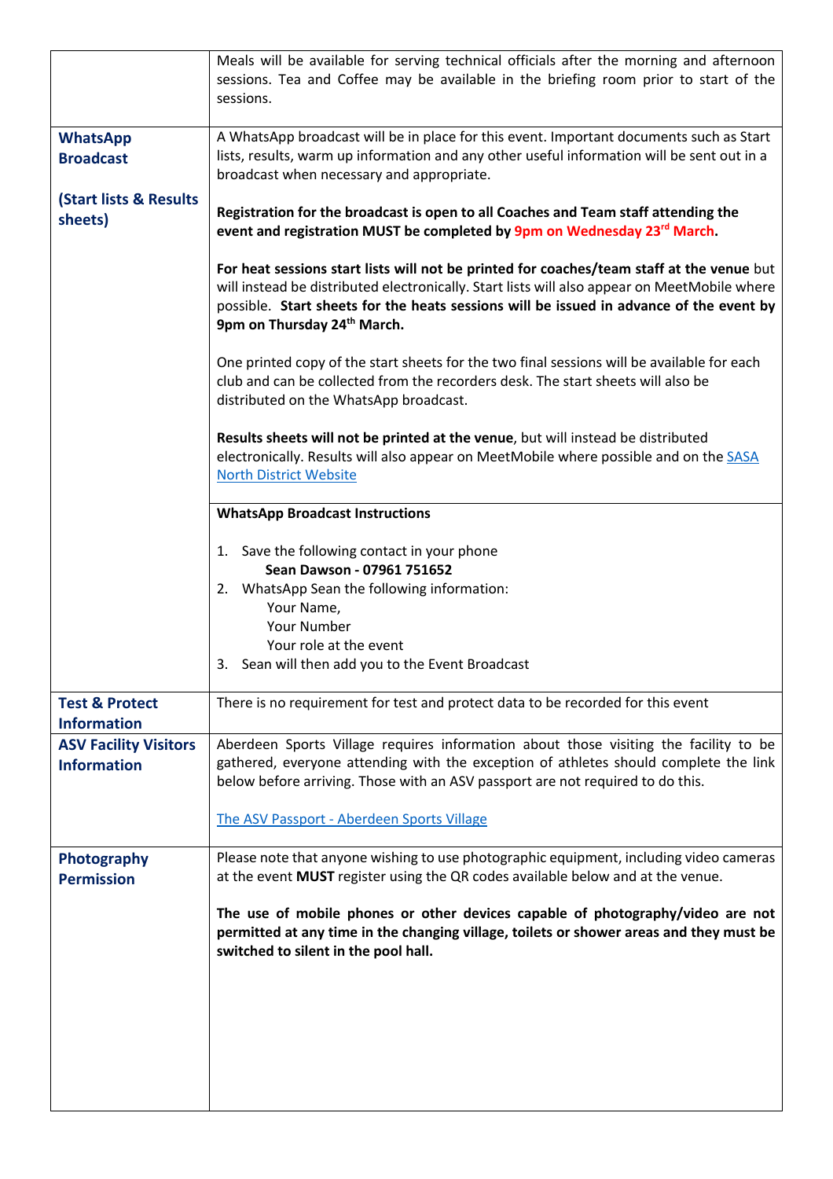| | |
|---|---|
| | Meals will be available for serving technical officials after the morning and afternoon sessions. Tea and Coffee may be available in the briefing room prior to start of the sessions. |
| **WhatsApp Broadcast**<br><br>**(Start lists & Results sheets)** | A WhatsApp broadcast will be in place for this event. Important documents such as Start lists, results, warm up information and any other useful information will be sent out in a broadcast when necessary and appropriate.<br><br>**Registration for the broadcast is open to all Coaches and Team staff attending the event and registration MUST be completed by 9pm on Wednesday 23rd March.**<br><br>**For heat sessions start lists will not be printed for coaches/team staff at the venue** but will instead be distributed electronically. Start lists will also appear on MeetMobile where possible. **Start sheets for the heats sessions will be issued in advance of the event by 9pm on Thursday 24th March.**<br><br>One printed copy of the start sheets for the two final sessions will be available for each club and can be collected from the recorders desk. The start sheets will also be distributed on the WhatsApp broadcast.<br><br>**Results sheets will not be printed at the venue**, but will instead be distributed electronically. Results will also appear on MeetMobile where possible and on the SASA North District Website |
| | **WhatsApp Broadcast Instructions**<br><br>1. Save the following contact in your phone<br>**Sean Dawson - 07961 751652**<br>2. WhatsApp Sean the following information:<br>Your Name,<br>Your Number<br>Your role at the event<br>3. Sean will then add you to the Event Broadcast |
| **Test & Protect Information** | There is no requirement for test and protect data to be recorded for this event |
| **ASV Facility Visitors Information** | Aberdeen Sports Village requires information about those visiting the facility to be gathered, everyone attending with the exception of athletes should complete the link below before arriving. Those with an ASV passport are not required to do this.<br><br>The ASV Passport - Aberdeen Sports Village |
| **Photography Permission** | Please note that anyone wishing to use photographic equipment, including video cameras at the event **MUST** register using the QR codes available below and at the venue.<br><br>**The use of mobile phones or other devices capable of photography/video are not permitted at any time in the changing village, toilets or shower areas and they must be switched to silent in the pool hall.** |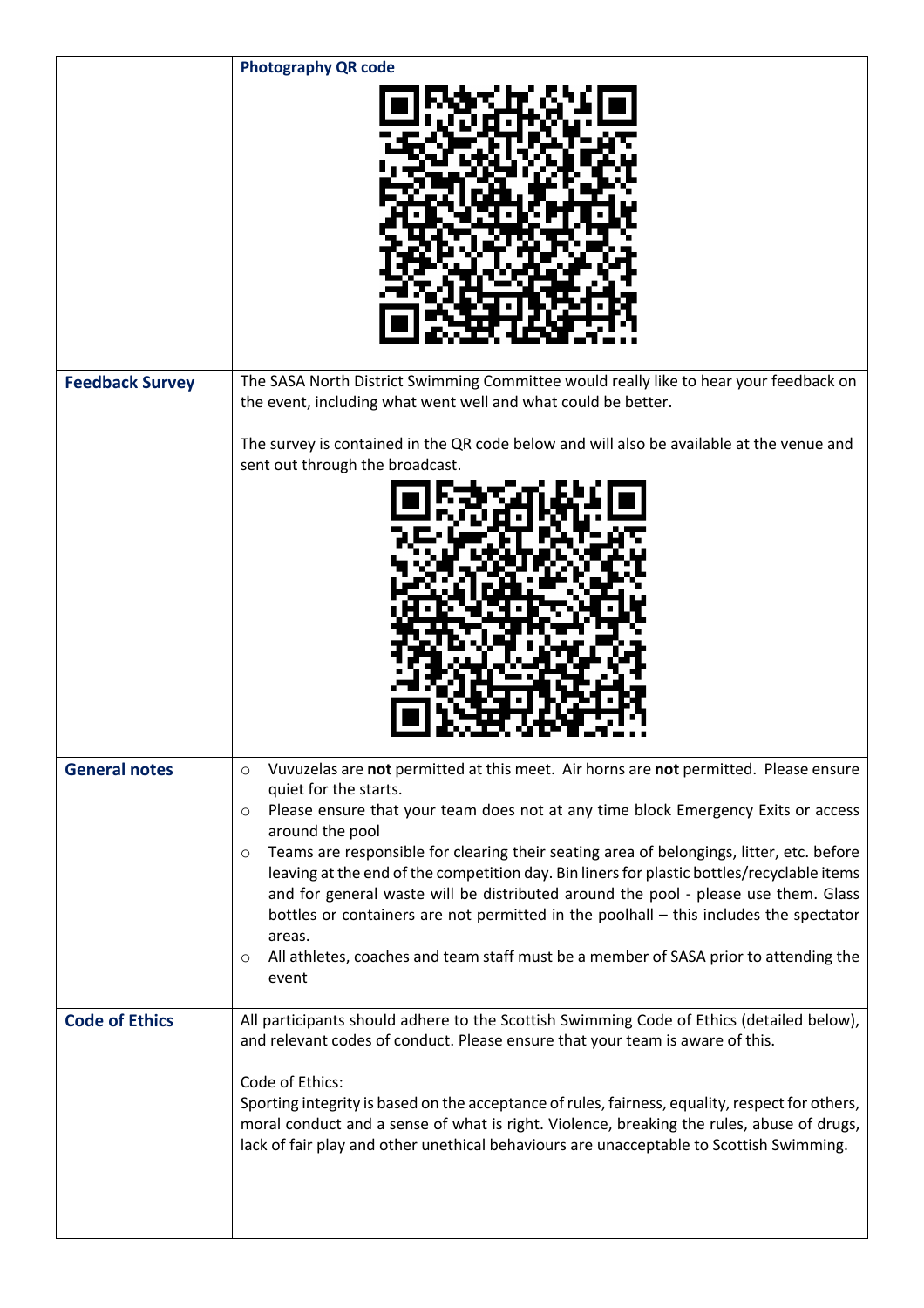| | |
|---|---|
| | **Photography QR code** |
| **Feedback Survey** | The SASA North District Swimming Committee would really like to hear your feedback on the event, including what went well and what could be better.<br><br>The survey is contained in the QR code below and will also be available at the venue and sent out through the broadcast. |
| **General notes** | ○ Vuvuzelas are **not** permitted at this meet. Air horns are **not** permitted. Please ensure quiet for the starts.<br>○ Please ensure that your team does not at any time block Emergency Exits or access around the pool<br>○ Teams are responsible for clearing their seating area of belongings, litter, etc. before leaving at the end of the competition day. Bin liners for plastic bottles/recyclable items and for general waste will be distributed around the pool - please use them. Glass bottles or containers are not permitted in the poolhall – this includes the spectator areas.<br>○ All athletes, coaches and team staff must be a member of SASA prior to attending the event |
| **Code of Ethics** | All participants should adhere to the Scottish Swimming Code of Ethics (detailed below), and relevant codes of conduct. Please ensure that your team is aware of this.<br><br>Code of Ethics:<br>Sporting integrity is based on the acceptance of rules, fairness, equality, respect for others, moral conduct and a sense of what is right. Violence, breaking the rules, abuse of drugs, lack of fair play and other unethical behaviours are unacceptable to Scottish Swimming. |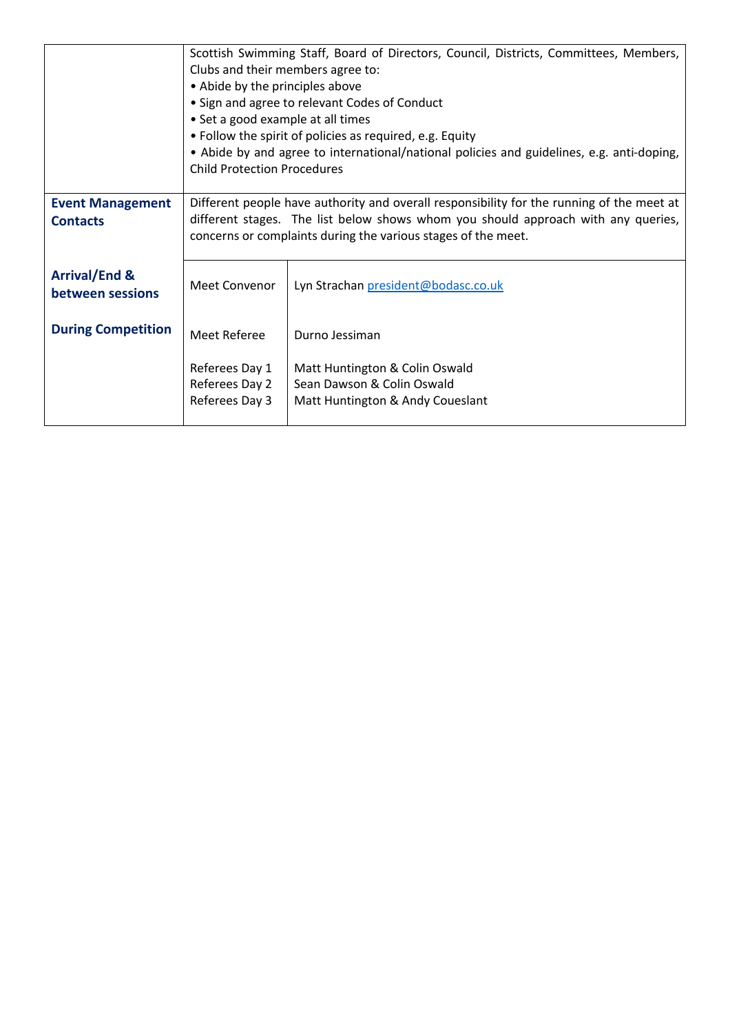| | | |
|---|---|---|
| | Scottish Swimming Staff, Board of Directors, Council, Districts, Committees, Members, Clubs and their members agree to:<br>• Abide by the principles above<br>• Sign and agree to relevant Codes of Conduct<br>• Set a good example at all times<br>• Follow the spirit of policies as required, e.g. Equity<br>• Abide by and agree to international/national policies and guidelines, e.g. anti-doping, Child Protection Procedures | |
| **Event Management Contacts** | Different people have authority and overall responsibility for the running of the meet at different stages. The list below shows whom you should approach with any queries, concerns or complaints during the various stages of the meet. | |
| **Arrival/End & between sessions** | Meet Convenor | Lyn Strachan president@bodasc.co.uk |
| **During Competition** | Meet Referee | Durno Jessiman |
| | Referees Day 1<br>Referees Day 2<br>Referees Day 3 | Matt Huntington & Colin Oswald<br>Sean Dawson & Colin Oswald<br>Matt Huntington & Andy Coueslant |